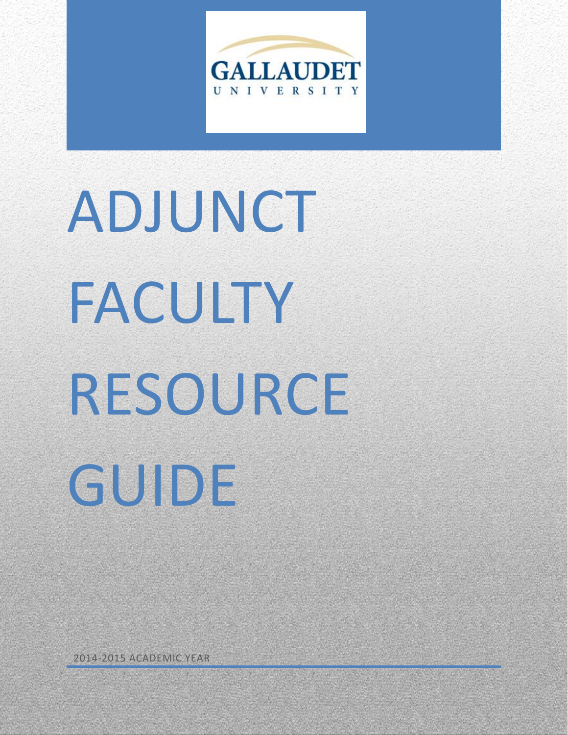GALLAUDET UNIVERSITY

# ADJUNCT FACULTY RESOURCE GUIDE

2014-2015 ACADEMIC YEAR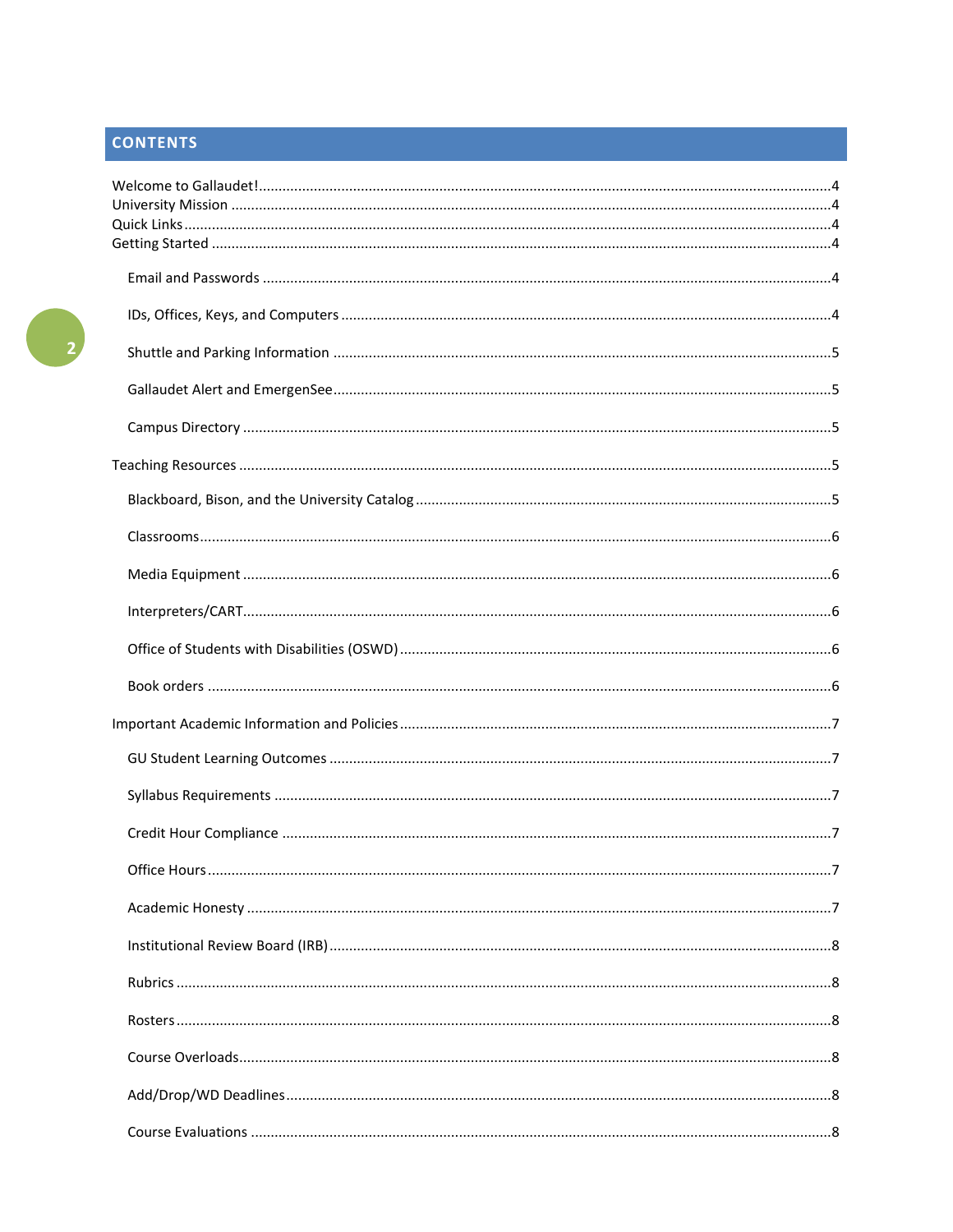## CONTENTS

- Welcome to Gallaudet! ....................4
- University Mission ....................4
- Quick Links ....................4
- Getting Started ....................4
  - Email and Passwords ....................4
  - IDs, Offices, Keys, and Computers ....................4
  - Shuttle and Parking Information ....................5
  - Gallaudet Alert and EmergenSee ....................5
  - Campus Directory ....................5
- Teaching Resources ....................5
  - Blackboard, Bison, and the University Catalog ....................5
  - Classrooms ....................6
  - Media Equipment ....................6
  - Interpreters/CART ....................6
  - Office of Students with Disabilities (OSWD) ....................6
  - Book orders ....................6
- Important Academic Information and Policies ....................7
  - GU Student Learning Outcomes ....................7
  - Syllabus Requirements ....................7
  - Credit Hour Compliance ....................7
  - Office Hours ....................7
  - Academic Honesty ....................7
  - Institutional Review Board (IRB) ....................8
  - Rubrics ....................8
  - Rosters ....................8
  - Course Overloads ....................8
  - Add/Drop/WD Deadlines ....................8
  - Course Evaluations ....................8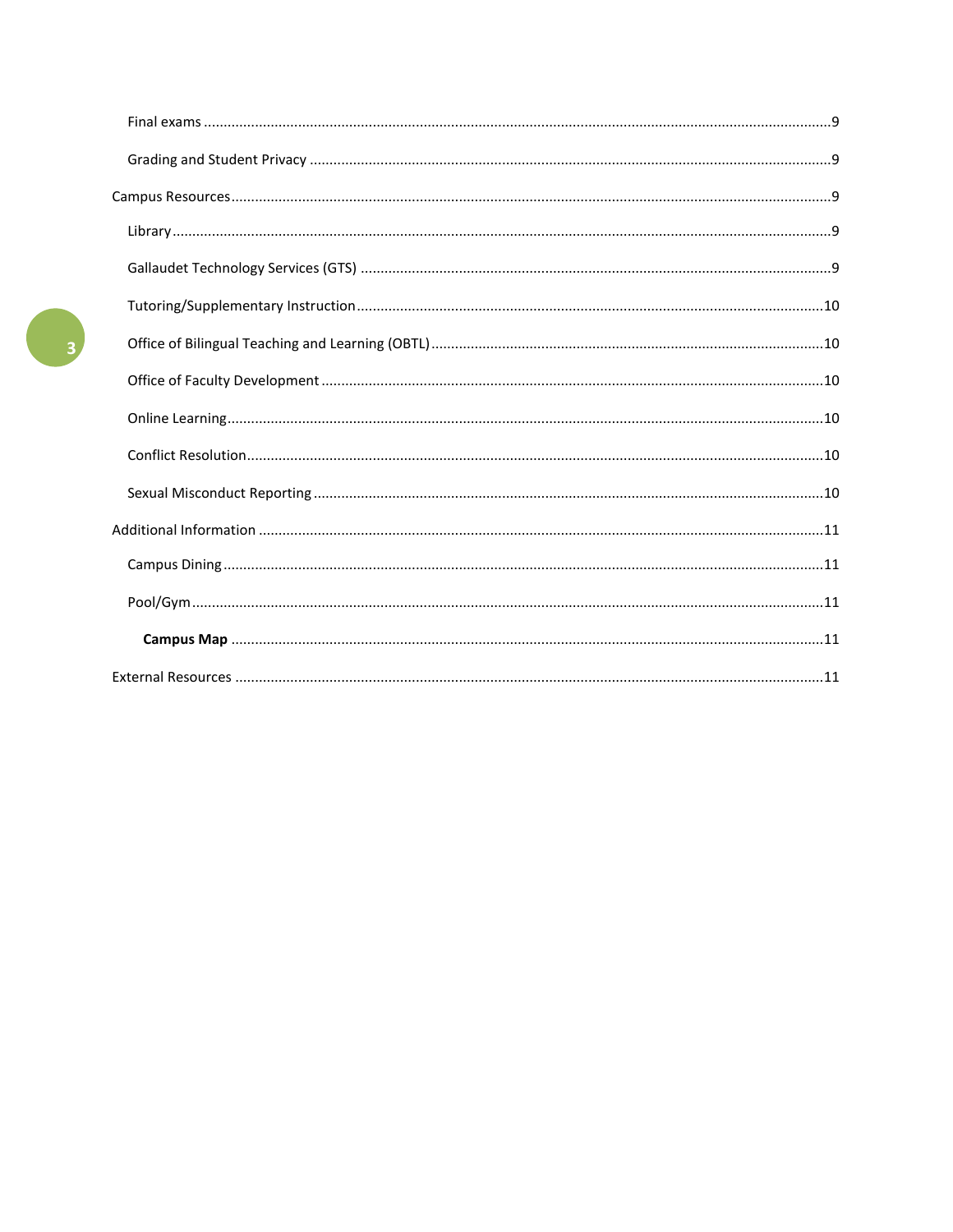- Final exams ....... 9
- Grading and Student Privacy ....... 9

Campus Resources ....... 9

- Library ....... 9
- Gallaudet Technology Services (GTS) ....... 9
- Tutoring/Supplementary Instruction ....... 10
- Office of Bilingual Teaching and Learning (OBTL) ....... 10
- Office of Faculty Development ....... 10
- Online Learning ....... 10
- Conflict Resolution ....... 10
- Sexual Misconduct Reporting ....... 10

Additional Information ....... 11

- Campus Dining ....... 11
- Pool/Gym ....... 11
  - **Campus Map** ....... 11

External Resources ....... 11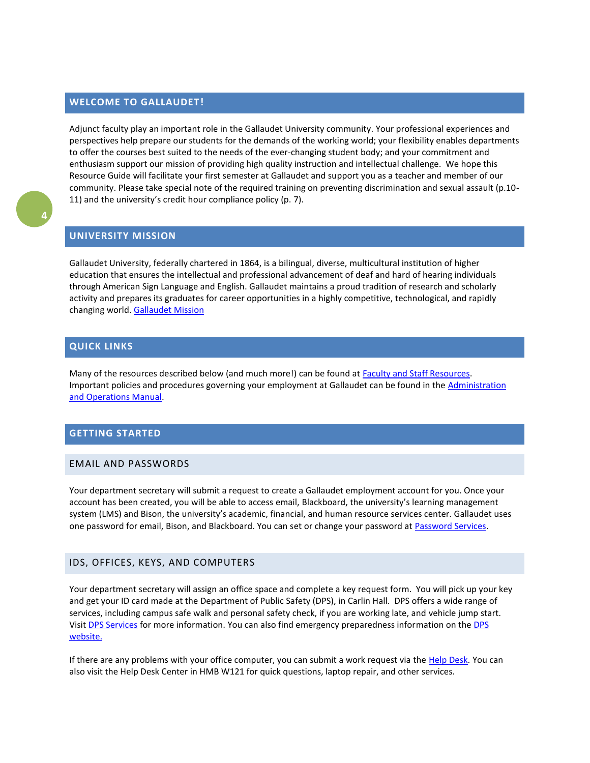## WELCOME TO GALLAUDET!

Adjunct faculty play an important role in the Gallaudet University community. Your professional experiences and perspectives help prepare our students for the demands of the working world; your flexibility enables departments to offer the courses best suited to the needs of the ever-changing student body; and your commitment and enthusiasm support our mission of providing high quality instruction and intellectual challenge. We hope this Resource Guide will facilitate your first semester at Gallaudet and support you as a teacher and member of our community. Please take special note of the required training on preventing discrimination and sexual assault (p.10-11) and the university's credit hour compliance policy (p. 7).

## UNIVERSITY MISSION

Gallaudet University, federally chartered in 1864, is a bilingual, diverse, multicultural institution of higher education that ensures the intellectual and professional advancement of deaf and hard of hearing individuals through American Sign Language and English. Gallaudet maintains a proud tradition of research and scholarly activity and prepares its graduates for career opportunities in a highly competitive, technological, and rapidly changing world. Gallaudet Mission

## QUICK LINKS

Many of the resources described below (and much more!) can be found at Faculty and Staff Resources. Important policies and procedures governing your employment at Gallaudet can be found in the Administration and Operations Manual.

## GETTING STARTED

### EMAIL AND PASSWORDS

Your department secretary will submit a request to create a Gallaudet employment account for you. Once your account has been created, you will be able to access email, Blackboard, the university's learning management system (LMS) and Bison, the university's academic, financial, and human resource services center. Gallaudet uses one password for email, Bison, and Blackboard. You can set or change your password at Password Services.

### IDS, OFFICES, KEYS, AND COMPUTERS

Your department secretary will assign an office space and complete a key request form. You will pick up your key and get your ID card made at the Department of Public Safety (DPS), in Carlin Hall. DPS offers a wide range of services, including campus safe walk and personal safety check, if you are working late, and vehicle jump start. Visit DPS Services for more information. You can also find emergency preparedness information on the DPS website.

If there are any problems with your office computer, you can submit a work request via the Help Desk. You can also visit the Help Desk Center in HMB W121 for quick questions, laptop repair, and other services.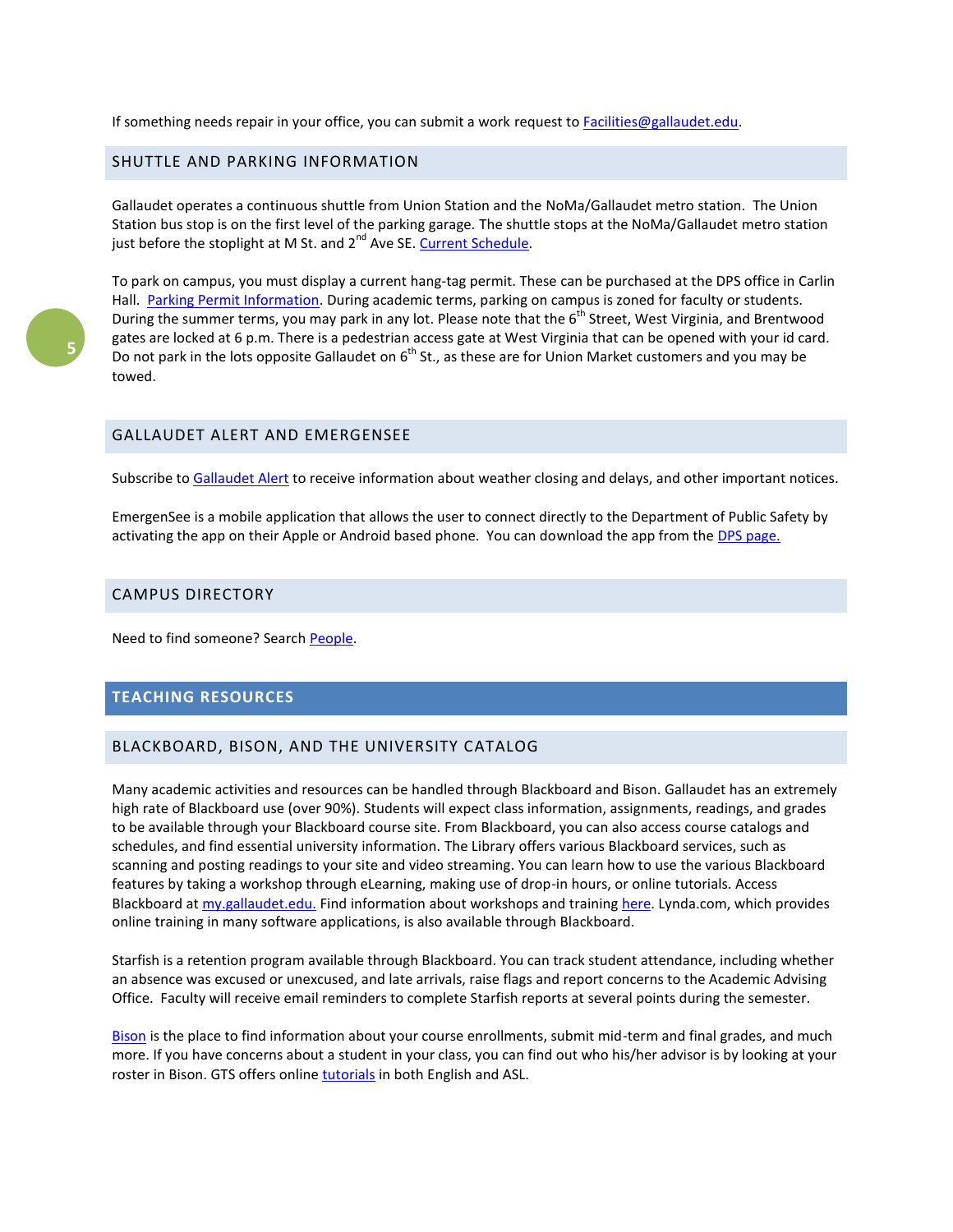If something needs repair in your office, you can submit a work request to Facilities@gallaudet.edu.

## SHUTTLE AND PARKING INFORMATION

Gallaudet operates a continuous shuttle from Union Station and the NoMa/Gallaudet metro station. The Union Station bus stop is on the first level of the parking garage. The shuttle stops at the NoMa/Gallaudet metro station just before the stoplight at M St. and 2nd Ave SE. Current Schedule.

To park on campus, you must display a current hang-tag permit. These can be purchased at the DPS office in Carlin Hall. Parking Permit Information. During academic terms, parking on campus is zoned for faculty or students. During the summer terms, you may park in any lot. Please note that the 6th Street, West Virginia, and Brentwood gates are locked at 6 p.m. There is a pedestrian access gate at West Virginia that can be opened with your id card. Do not park in the lots opposite Gallaudet on 6th St., as these are for Union Market customers and you may be towed.

## GALLAUDET ALERT AND EMERGENSEE

Subscribe to Gallaudet Alert to receive information about weather closing and delays, and other important notices.

EmergenSee is a mobile application that allows the user to connect directly to the Department of Public Safety by activating the app on their Apple or Android based phone. You can download the app from the DPS page.

## CAMPUS DIRECTORY

Need to find someone? Search People.

# TEACHING RESOURCES

## BLACKBOARD, BISON, AND THE UNIVERSITY CATALOG

Many academic activities and resources can be handled through Blackboard and Bison. Gallaudet has an extremely high rate of Blackboard use (over 90%). Students will expect class information, assignments, readings, and grades to be available through your Blackboard course site. From Blackboard, you can also access course catalogs and schedules, and find essential university information. The Library offers various Blackboard services, such as scanning and posting readings to your site and video streaming. You can learn how to use the various Blackboard features by taking a workshop through eLearning, making use of drop-in hours, or online tutorials. Access Blackboard at my.gallaudet.edu. Find information about workshops and training here. Lynda.com, which provides online training in many software applications, is also available through Blackboard.

Starfish is a retention program available through Blackboard. You can track student attendance, including whether an absence was excused or unexcused, and late arrivals, raise flags and report concerns to the Academic Advising Office. Faculty will receive email reminders to complete Starfish reports at several points during the semester.

Bison is the place to find information about your course enrollments, submit mid-term and final grades, and much more. If you have concerns about a student in your class, you can find out who his/her advisor is by looking at your roster in Bison. GTS offers online tutorials in both English and ASL.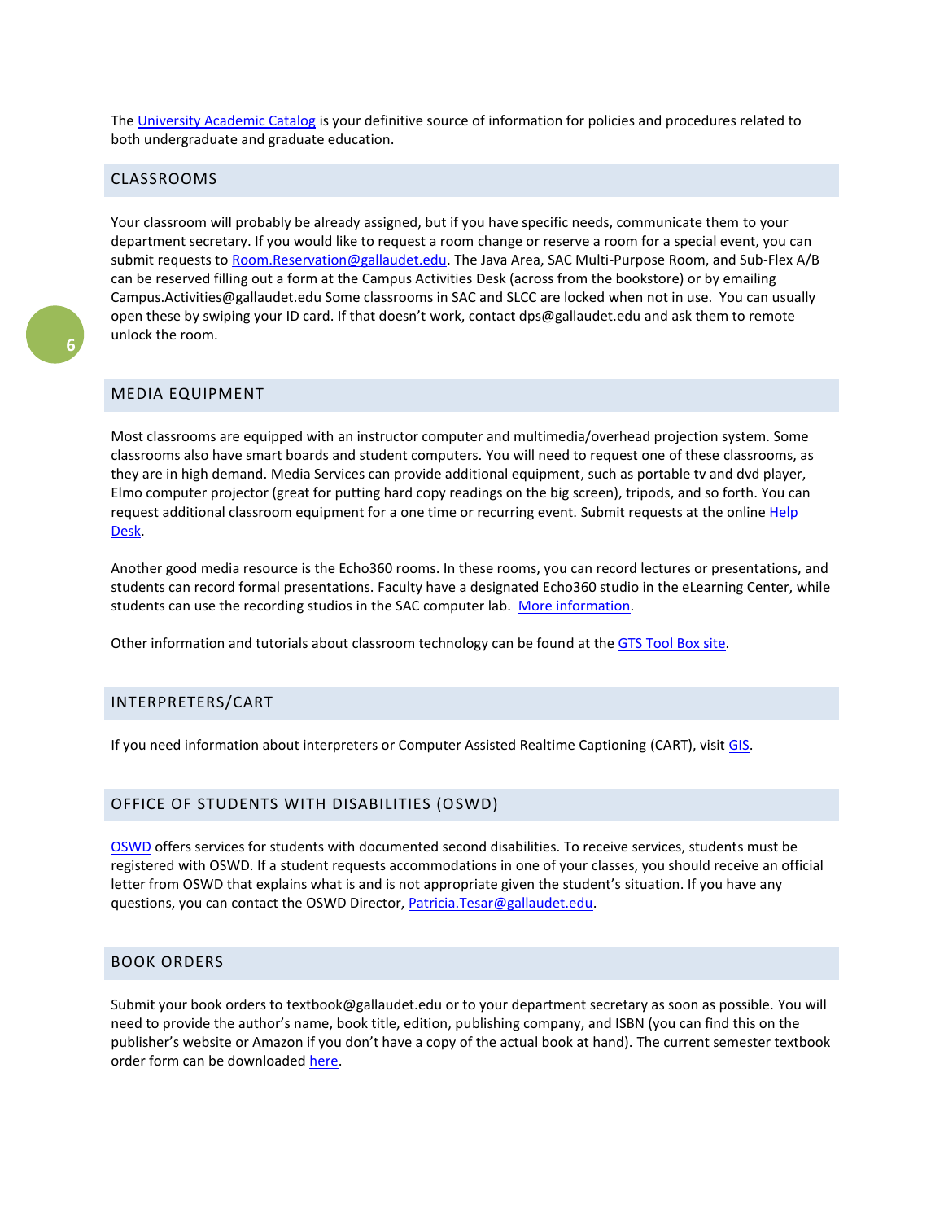The University Academic Catalog is your definitive source of information for policies and procedures related to both undergraduate and graduate education.

## CLASSROOMS

Your classroom will probably be already assigned, but if you have specific needs, communicate them to your department secretary. If you would like to request a room change or reserve a room for a special event, you can submit requests to Room.Reservation@gallaudet.edu. The Java Area, SAC Multi-Purpose Room, and Sub-Flex A/B can be reserved filling out a form at the Campus Activities Desk (across from the bookstore) or by emailing Campus.Activities@gallaudet.edu Some classrooms in SAC and SLCC are locked when not in use. You can usually open these by swiping your ID card. If that doesn't work, contact dps@gallaudet.edu and ask them to remote unlock the room.

## MEDIA EQUIPMENT

Most classrooms are equipped with an instructor computer and multimedia/overhead projection system. Some classrooms also have smart boards and student computers. You will need to request one of these classrooms, as they are in high demand. Media Services can provide additional equipment, such as portable tv and dvd player, Elmo computer projector (great for putting hard copy readings on the big screen), tripods, and so forth. You can request additional classroom equipment for a one time or recurring event. Submit requests at the online Help Desk.

Another good media resource is the Echo360 rooms. In these rooms, you can record lectures or presentations, and students can record formal presentations. Faculty have a designated Echo360 studio in the eLearning Center, while students can use the recording studios in the SAC computer lab. More information.

Other information and tutorials about classroom technology can be found at the GTS Tool Box site.

## INTERPRETERS/CART

If you need information about interpreters or Computer Assisted Realtime Captioning (CART), visit GIS.

## OFFICE OF STUDENTS WITH DISABILITIES (OSWD)

OSWD offers services for students with documented second disabilities. To receive services, students must be registered with OSWD. If a student requests accommodations in one of your classes, you should receive an official letter from OSWD that explains what is and is not appropriate given the student's situation. If you have any questions, you can contact the OSWD Director, Patricia.Tesar@gallaudet.edu.

## BOOK ORDERS

Submit your book orders to textbook@gallaudet.edu or to your department secretary as soon as possible. You will need to provide the author's name, book title, edition, publishing company, and ISBN (you can find this on the publisher's website or Amazon if you don't have a copy of the actual book at hand). The current semester textbook order form can be downloaded here.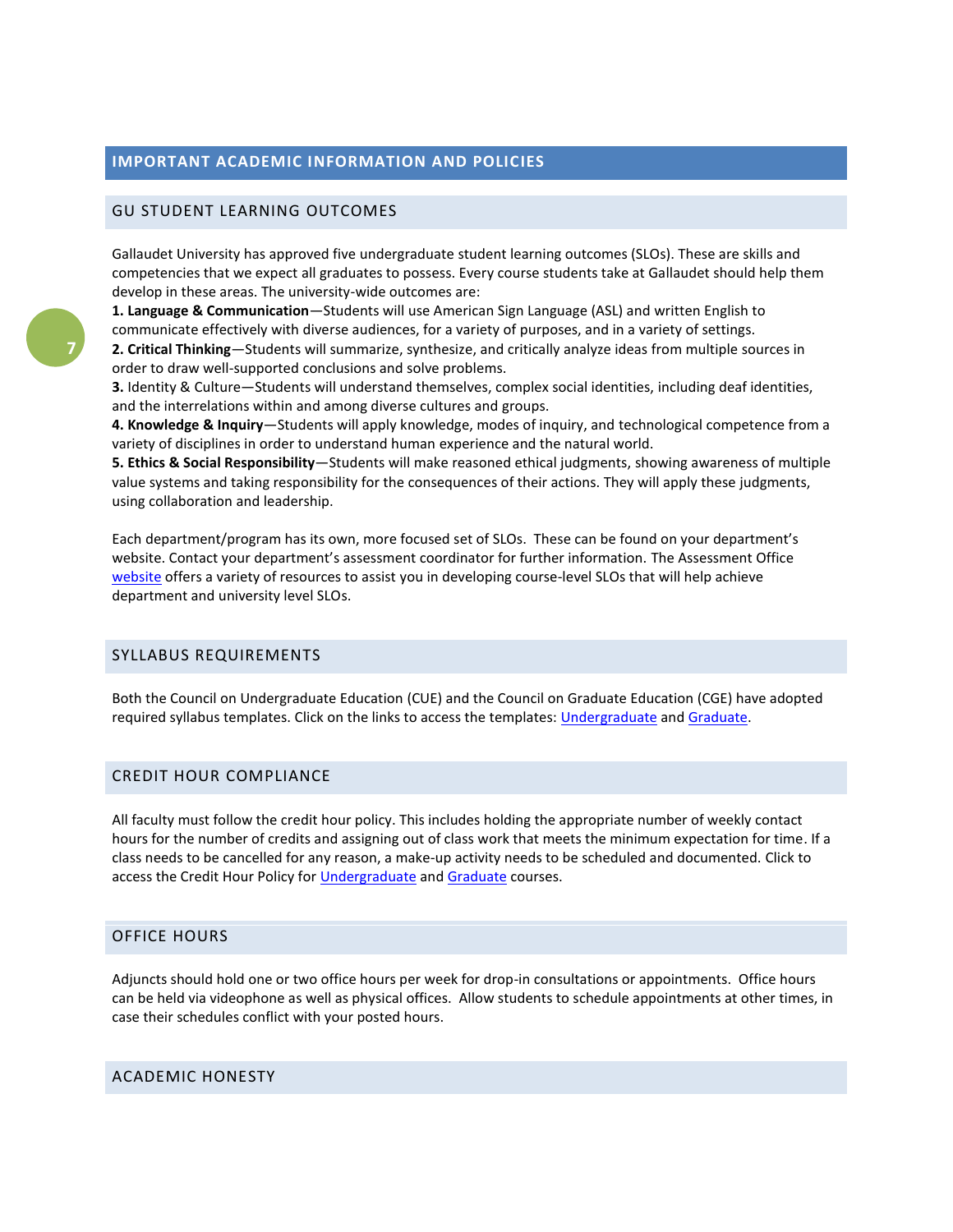# IMPORTANT ACADEMIC INFORMATION AND POLICIES

## GU STUDENT LEARNING OUTCOMES

Gallaudet University has approved five undergraduate student learning outcomes (SLOs). These are skills and competencies that we expect all graduates to possess. Every course students take at Gallaudet should help them develop in these areas. The university-wide outcomes are:

**1. Language & Communication**—Students will use American Sign Language (ASL) and written English to communicate effectively with diverse audiences, for a variety of purposes, and in a variety of settings.

**2. Critical Thinking**—Students will summarize, synthesize, and critically analyze ideas from multiple sources in order to draw well-supported conclusions and solve problems.

**3.** Identity & Culture—Students will understand themselves, complex social identities, including deaf identities, and the interrelations within and among diverse cultures and groups.

**4. Knowledge & Inquiry**—Students will apply knowledge, modes of inquiry, and technological competence from a variety of disciplines in order to understand human experience and the natural world.

**5. Ethics & Social Responsibility**—Students will make reasoned ethical judgments, showing awareness of multiple value systems and taking responsibility for the consequences of their actions. They will apply these judgments, using collaboration and leadership.

Each department/program has its own, more focused set of SLOs. These can be found on your department's website. Contact your department's assessment coordinator for further information. The Assessment Office website offers a variety of resources to assist you in developing course-level SLOs that will help achieve department and university level SLOs.

## SYLLABUS REQUIREMENTS

Both the Council on Undergraduate Education (CUE) and the Council on Graduate Education (CGE) have adopted required syllabus templates. Click on the links to access the templates: Undergraduate and Graduate.

## CREDIT HOUR COMPLIANCE

All faculty must follow the credit hour policy. This includes holding the appropriate number of weekly contact hours for the number of credits and assigning out of class work that meets the minimum expectation for time. If a class needs to be cancelled for any reason, a make-up activity needs to be scheduled and documented. Click to access the Credit Hour Policy for Undergraduate and Graduate courses.

## OFFICE HOURS

Adjuncts should hold one or two office hours per week for drop-in consultations or appointments. Office hours can be held via videophone as well as physical offices. Allow students to schedule appointments at other times, in case their schedules conflict with your posted hours.

## ACADEMIC HONESTY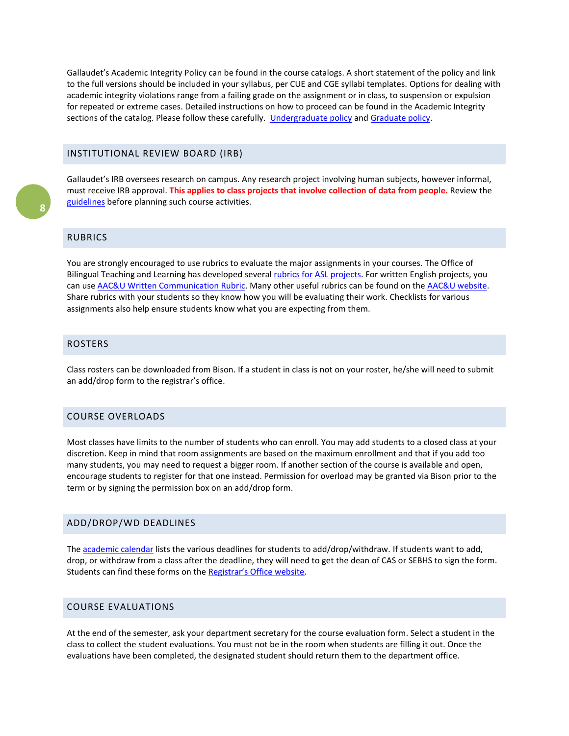Gallaudet's Academic Integrity Policy can be found in the course catalogs. A short statement of the policy and link to the full versions should be included in your syllabus, per CUE and CGE syllabi templates. Options for dealing with academic integrity violations range from a failing grade on the assignment or in class, to suspension or expulsion for repeated or extreme cases. Detailed instructions on how to proceed can be found in the Academic Integrity sections of the catalog. Please follow these carefully. Undergraduate policy and Graduate policy.

## INSTITUTIONAL REVIEW BOARD (IRB)

Gallaudet's IRB oversees research on campus. Any research project involving human subjects, however informal, must receive IRB approval. **This applies to class projects that involve collection of data from people.** Review the guidelines before planning such course activities.

## RUBRICS

You are strongly encouraged to use rubrics to evaluate the major assignments in your courses. The Office of Bilingual Teaching and Learning has developed several rubrics for ASL projects. For written English projects, you can use AAC&U Written Communication Rubric. Many other useful rubrics can be found on the AAC&U website. Share rubrics with your students so they know how you will be evaluating their work. Checklists for various assignments also help ensure students know what you are expecting from them.

## ROSTERS

Class rosters can be downloaded from Bison. If a student in class is not on your roster, he/she will need to submit an add/drop form to the registrar's office.

## COURSE OVERLOADS

Most classes have limits to the number of students who can enroll. You may add students to a closed class at your discretion. Keep in mind that room assignments are based on the maximum enrollment and that if you add too many students, you may need to request a bigger room. If another section of the course is available and open, encourage students to register for that one instead. Permission for overload may be granted via Bison prior to the term or by signing the permission box on an add/drop form.

## ADD/DROP/WD DEADLINES

The academic calendar lists the various deadlines for students to add/drop/withdraw. If students want to add, drop, or withdraw from a class after the deadline, they will need to get the dean of CAS or SEBHS to sign the form. Students can find these forms on the Registrar's Office website.

## COURSE EVALUATIONS

At the end of the semester, ask your department secretary for the course evaluation form. Select a student in the class to collect the student evaluations. You must not be in the room when students are filling it out. Once the evaluations have been completed, the designated student should return them to the department office.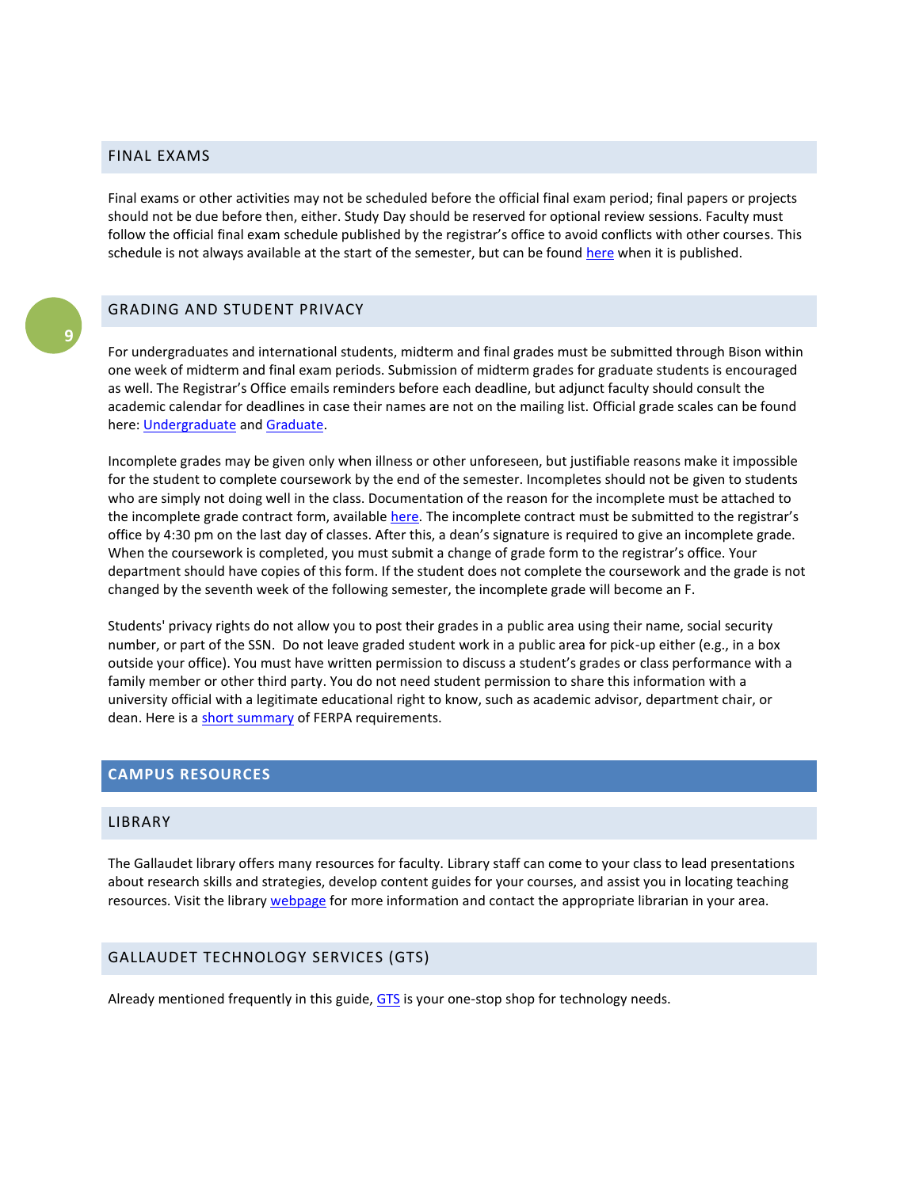## FINAL EXAMS

Final exams or other activities may not be scheduled before the official final exam period; final papers or projects should not be due before then, either. Study Day should be reserved for optional review sessions. Faculty must follow the official final exam schedule published by the registrar's office to avoid conflicts with other courses. This schedule is not always available at the start of the semester, but can be found here when it is published.

## GRADING AND STUDENT PRIVACY

For undergraduates and international students, midterm and final grades must be submitted through Bison within one week of midterm and final exam periods. Submission of midterm grades for graduate students is encouraged as well. The Registrar's Office emails reminders before each deadline, but adjunct faculty should consult the academic calendar for deadlines in case their names are not on the mailing list. Official grade scales can be found here: Undergraduate and Graduate.

Incomplete grades may be given only when illness or other unforeseen, but justifiable reasons make it impossible for the student to complete coursework by the end of the semester. Incompletes should not be given to students who are simply not doing well in the class. Documentation of the reason for the incomplete must be attached to the incomplete grade contract form, available here. The incomplete contract must be submitted to the registrar's office by 4:30 pm on the last day of classes. After this, a dean's signature is required to give an incomplete grade. When the coursework is completed, you must submit a change of grade form to the registrar's office. Your department should have copies of this form. If the student does not complete the coursework and the grade is not changed by the seventh week of the following semester, the incomplete grade will become an F.

Students' privacy rights do not allow you to post their grades in a public area using their name, social security number, or part of the SSN. Do not leave graded student work in a public area for pick-up either (e.g., in a box outside your office). You must have written permission to discuss a student's grades or class performance with a family member or other third party. You do not need student permission to share this information with a university official with a legitimate educational right to know, such as academic advisor, department chair, or dean. Here is a short summary of FERPA requirements.

# CAMPUS RESOURCES

## LIBRARY

The Gallaudet library offers many resources for faculty. Library staff can come to your class to lead presentations about research skills and strategies, develop content guides for your courses, and assist you in locating teaching resources. Visit the library webpage for more information and contact the appropriate librarian in your area.

## GALLAUDET TECHNOLOGY SERVICES (GTS)

Already mentioned frequently in this guide, GTS is your one-stop shop for technology needs.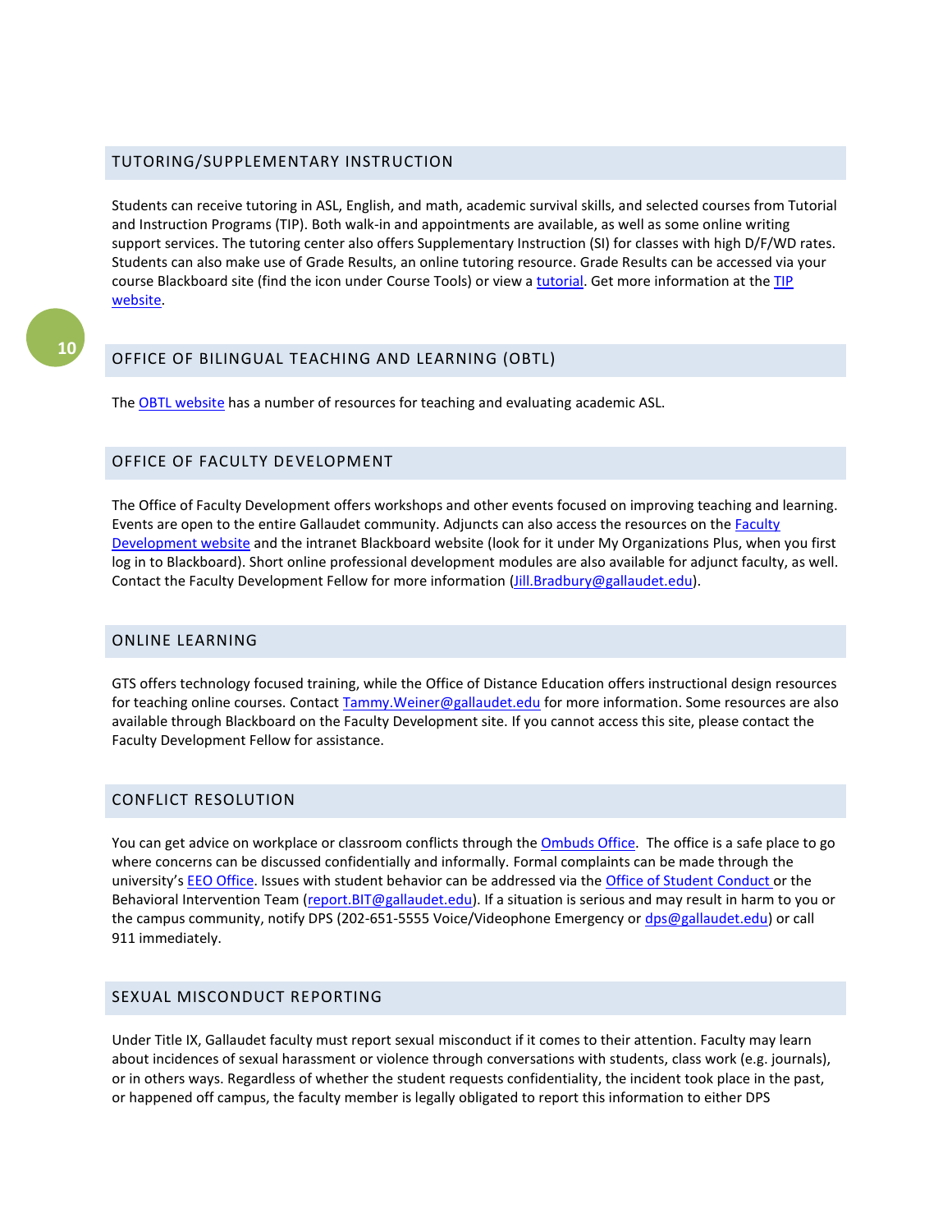## TUTORING/SUPPLEMENTARY INSTRUCTION

Students can receive tutoring in ASL, English, and math, academic survival skills, and selected courses from Tutorial and Instruction Programs (TIP). Both walk-in and appointments are available, as well as some online writing support services. The tutoring center also offers Supplementary Instruction (SI) for classes with high D/F/WD rates. Students can also make use of Grade Results, an online tutoring resource. Grade Results can be accessed via your course Blackboard site (find the icon under Course Tools) or view a tutorial. Get more information at the TIP website.

## OFFICE OF BILINGUAL TEACHING AND LEARNING (OBTL)

The OBTL website has a number of resources for teaching and evaluating academic ASL.

## OFFICE OF FACULTY DEVELOPMENT

The Office of Faculty Development offers workshops and other events focused on improving teaching and learning. Events are open to the entire Gallaudet community. Adjuncts can also access the resources on the Faculty Development website and the intranet Blackboard website (look for it under My Organizations Plus, when you first log in to Blackboard). Short online professional development modules are also available for adjunct faculty, as well. Contact the Faculty Development Fellow for more information (Jill.Bradbury@gallaudet.edu).

## ONLINE LEARNING

GTS offers technology focused training, while the Office of Distance Education offers instructional design resources for teaching online courses. Contact Tammy.Weiner@gallaudet.edu for more information. Some resources are also available through Blackboard on the Faculty Development site. If you cannot access this site, please contact the Faculty Development Fellow for assistance.

## CONFLICT RESOLUTION

You can get advice on workplace or classroom conflicts through the Ombuds Office. The office is a safe place to go where concerns can be discussed confidentially and informally. Formal complaints can be made through the university's EEO Office. Issues with student behavior can be addressed via the Office of Student Conduct or the Behavioral Intervention Team (report.BIT@gallaudet.edu). If a situation is serious and may result in harm to you or the campus community, notify DPS (202-651-5555 Voice/Videophone Emergency or dps@gallaudet.edu) or call 911 immediately.

## SEXUAL MISCONDUCT REPORTING

Under Title IX, Gallaudet faculty must report sexual misconduct if it comes to their attention. Faculty may learn about incidences of sexual harassment or violence through conversations with students, class work (e.g. journals), or in others ways. Regardless of whether the student requests confidentiality, the incident took place in the past, or happened off campus, the faculty member is legally obligated to report this information to either DPS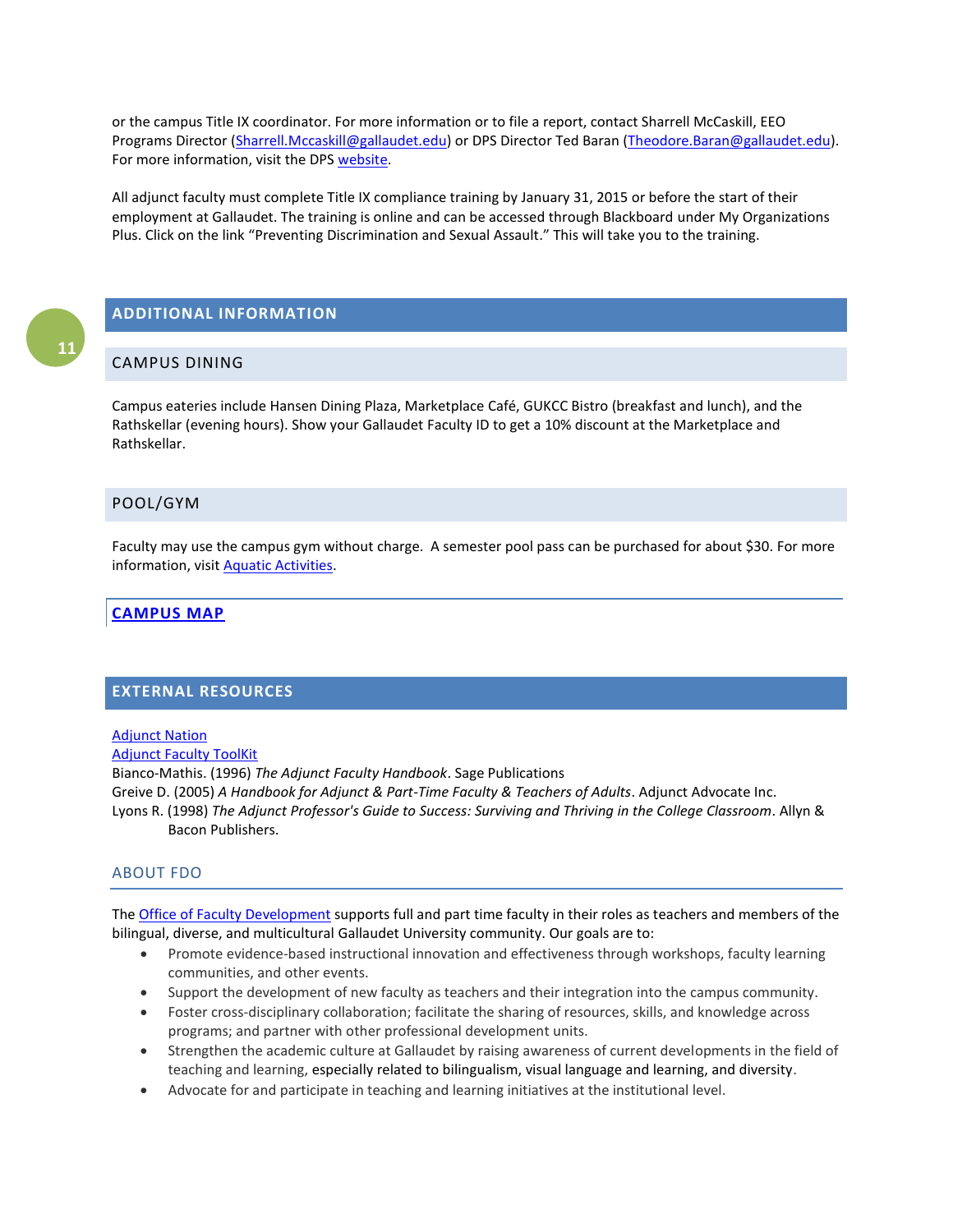or the campus Title IX coordinator. For more information or to file a report, contact Sharrell McCaskill, EEO Programs Director (Sharrell.Mccaskill@gallaudet.edu) or DPS Director Ted Baran (Theodore.Baran@gallaudet.edu). For more information, visit the DPS website.

All adjunct faculty must complete Title IX compliance training by January 31, 2015 or before the start of their employment at Gallaudet. The training is online and can be accessed through Blackboard under My Organizations Plus. Click on the link "Preventing Discrimination and Sexual Assault." This will take you to the training.

## ADDITIONAL INFORMATION

### CAMPUS DINING

Campus eateries include Hansen Dining Plaza, Marketplace Café, GUKCC Bistro (breakfast and lunch), and the Rathskellar (evening hours). Show your Gallaudet Faculty ID to get a 10% discount at the Marketplace and Rathskellar.

### POOL/GYM

Faculty may use the campus gym without charge. A semester pool pass can be purchased for about $30. For more information, visit Aquatic Activities.

### CAMPUS MAP

## EXTERNAL RESOURCES

Adjunct Nation
Adjunct Faculty ToolKit
Bianco-Mathis. (1996) *The Adjunct Faculty Handbook*. Sage Publications
Greive D. (2005) *A Handbook for Adjunct & Part-Time Faculty & Teachers of Adults*. Adjunct Advocate Inc.
Lyons R. (1998) *The Adjunct Professor's Guide to Success: Surviving and Thriving in the College Classroom*. Allyn & Bacon Publishers.

### ABOUT FDO

The Office of Faculty Development supports full and part time faculty in their roles as teachers and members of the bilingual, diverse, and multicultural Gallaudet University community. Our goals are to:

- Promote evidence-based instructional innovation and effectiveness through workshops, faculty learning communities, and other events.
- Support the development of new faculty as teachers and their integration into the campus community.
- Foster cross-disciplinary collaboration; facilitate the sharing of resources, skills, and knowledge across programs; and partner with other professional development units.
- Strengthen the academic culture at Gallaudet by raising awareness of current developments in the field of teaching and learning, especially related to bilingualism, visual language and learning, and diversity.
- Advocate for and participate in teaching and learning initiatives at the institutional level.